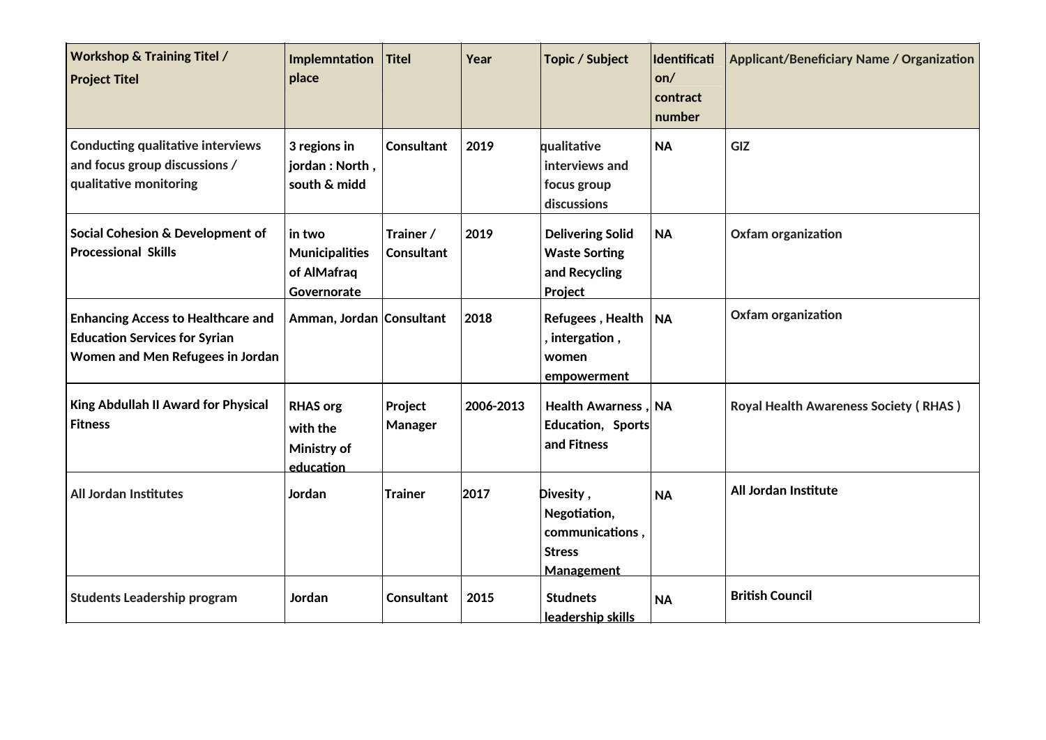| Workshop & Training Titel / Project Titel | Implemntation place | Titel | Year | Topic / Subject | Identification/ contract number | Applicant/Beneficiary Name / Organization |
|---|---|---|---|---|---|---|
| Conducting qualitative interviews and focus group discussions / qualitative monitoring | 3 regions in jordan : North , south & midd | Consultant | 2019 | qualitative interviews and focus group discussions | NA | GIZ |
| Social Cohesion & Development of Processional Skills | in two Municipalities of AlMafraq Governorate | Trainer / Consultant | 2019 | Delivering Solid Waste Sorting and Recycling Project | NA | Oxfam organization |
| Enhancing Access to Healthcare and Education Services for Syrian Women and Men Refugees in Jordan | Amman, Jordan | Consultant | 2018 | Refugees , Health , intergation , women empowerment | NA | Oxfam organization |
| King Abdullah II Award for Physical Fitness | RHAS org with the Ministry of education | Project Manager | 2006-2013 | Health Awarness , Education, Sports and Fitness | NA | Royal Health Awareness Society ( RHAS ) |
| All Jordan Institutes | Jordan | Trainer | 2017 | Divesity , Negotiation, communications , Stress Management | NA | All Jordan Institute |
| Students Leadership program | Jordan | Consultant | 2015 | Studnets leadership skills | NA | British Council |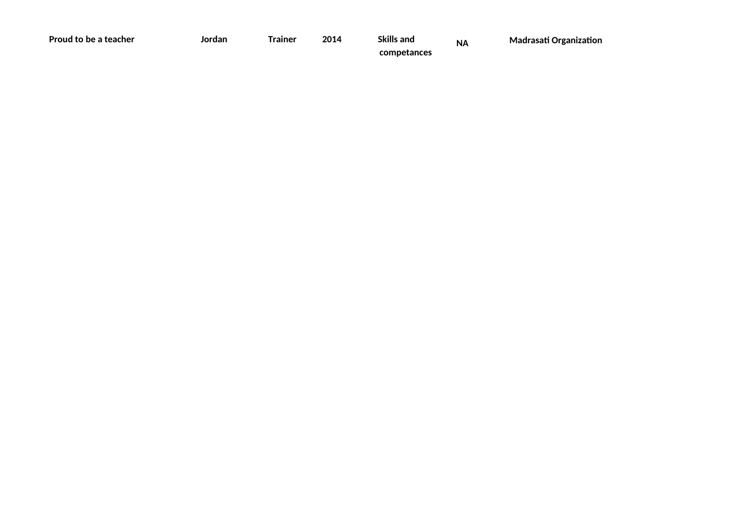| Proud to be a teacher | Jordan | Trainer | 2014 | Skills and competances | NA | Madrasati Organization |
|---|---|---|---|---|---|---|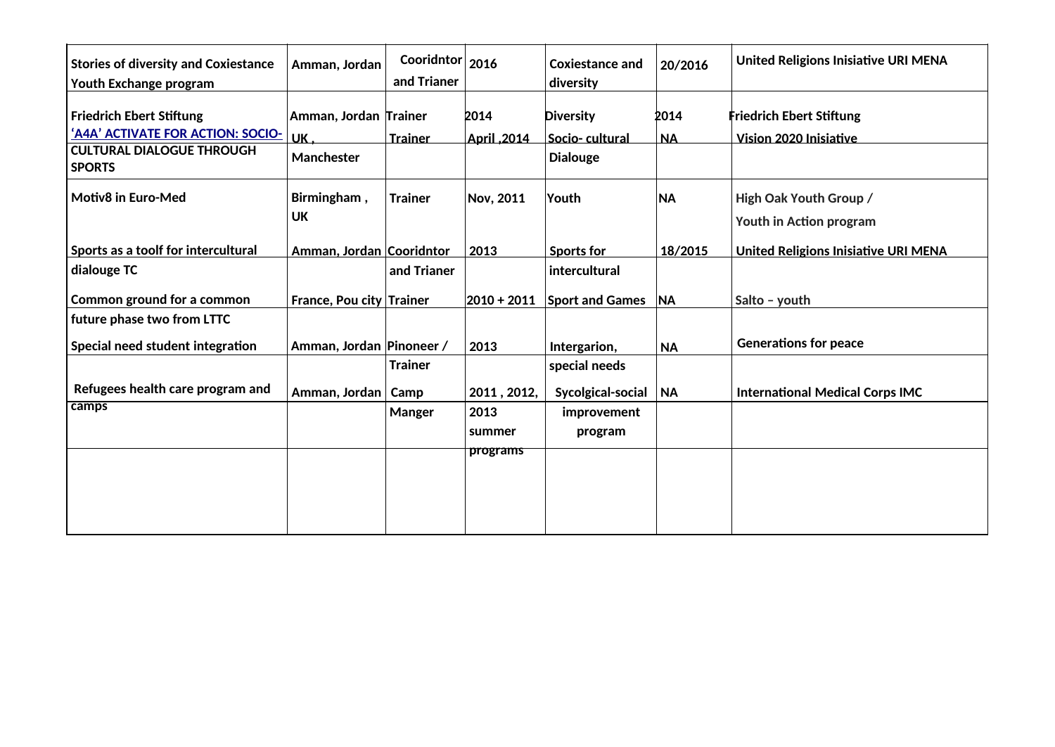| Stories of diversity and Coxiestance Youth Exchange program | Amman, Jordan | Cooridntor and Trianer | 2016 | Coxiestance and diversity | 20/2016 | United Religions Inisiative URI MENA |
|---|---|---|---|---|---|---|
| Friedrich Ebert Stiftung | Amman, Jordan | Trainer | 2014 | Diversity | 2014 | Friedrich Ebert Stiftung |
| ‘A4A’ ACTIVATE FOR ACTION: SOCIO-CULTURAL DIALOGUE THROUGH SPORTS | UK , Manchester | Trainer | April ,2014 | Socio- cultural Dialouge | NA | Vision 2020 Inisiative |
| Motiv8 in Euro-Med | Birmingham , UK | Trainer | Nov, 2011 | Youth | NA | High Oak Youth Group / Youth in Action program |
| Sports as a toolf for intercultural dialouge TC | Amman, Jordan | Cooridntor and Trianer | 2013 | Sports for intercultural | 18/2015 | United Religions Inisiative URI MENA |
| Common ground for a common future phase two from LTTC | France, Pou city | Trainer | 2010 + 2011 | Sport and Games | NA | Salto – youth |
| Special need student integration | Amman, Jordan | Pinoneer / Trainer | 2013 | Intergarion, special needs | NA | Generations for peace |
| Refugees health care program and camps | Amman, Jordan | Camp Manger | 2011 , 2012, 2013 summer programs | Sycolgical-social improvement program | NA | International Medical Corps IMC |
| | | | | | | |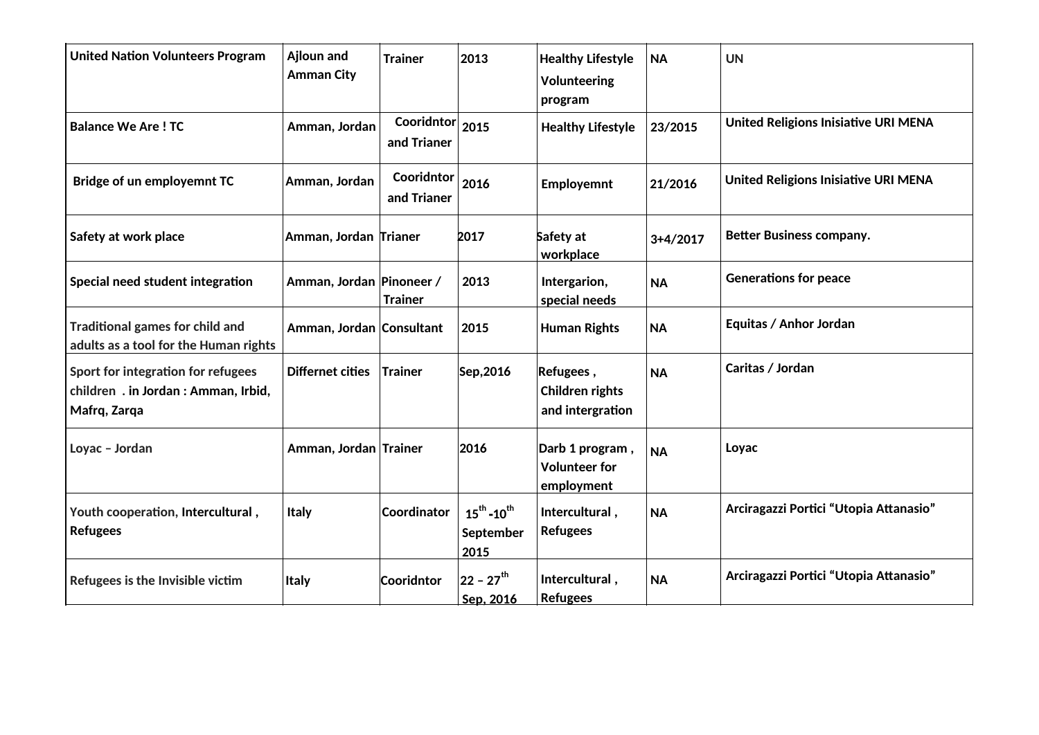| | | | | | | |
|---|---|---|---|---|---|---|
| **United Nation Volunteers Program** | **Ajloun and Amman City** | **Trainer** | **2013** | **Healthy Lifestyle Volunteering program** | **NA** | **UN** |
| **Balance We Are ! TC** | **Amman, Jordan** | **Cooridntor and Trianer** | **2015** | **Healthy Lifestyle** | **23/2015** | **United Religions Inisiative URI MENA** |
| **Bridge of un employemnt TC** | **Amman, Jordan** | **Cooridntor and Trianer** | **2016** | **Employemnt** | **21/2016** | **United Religions Inisiative URI MENA** |
| **Safety at work place** | **Amman, Jordan** | **Trianer** | **2017** | **Safety at workplace** | **3+4/2017** | **Better Business company.** |
| **Special need student integration** | **Amman, Jordan** | **Pinoneer / Trainer** | **2013** | **Intergarion, special needs** | **NA** | **Generations for peace** |
| **Traditional games for child and adults as a tool for the Human rights** | **Amman, Jordan** | **Consultant** | **2015** | **Human Rights** | **NA** | **Equitas / Anhor Jordan** |
| **Sport for integration for refugees children . in Jordan : Amman, Irbid, Mafrq, Zarqa** | **Differnet cities** | **Trainer** | **Sep,2016** | **Refugees , Children rights and intergration** | **NA** | **Caritas / Jordan** |
| **Loyac – Jordan** | **Amman, Jordan** | **Trainer** | **2016** | **Darb 1 program , Volunteer for employment** | **NA** | **Loyac** |
| **Youth cooperation, Intercultural , Refugees** | **Italy** | **Coordinator** | **15th -10th September 2015** | **Intercultural , Refugees** | **NA** | **Arciragazzi Portici "Utopia Attanasio"** |
| **Refugees is the Invisible victim** | **Italy** | **Cooridntor** | **22 – 27th Sep, 2016** | **Intercultural , Refugees** | **NA** | **Arciragazzi Portici "Utopia Attanasio"** |